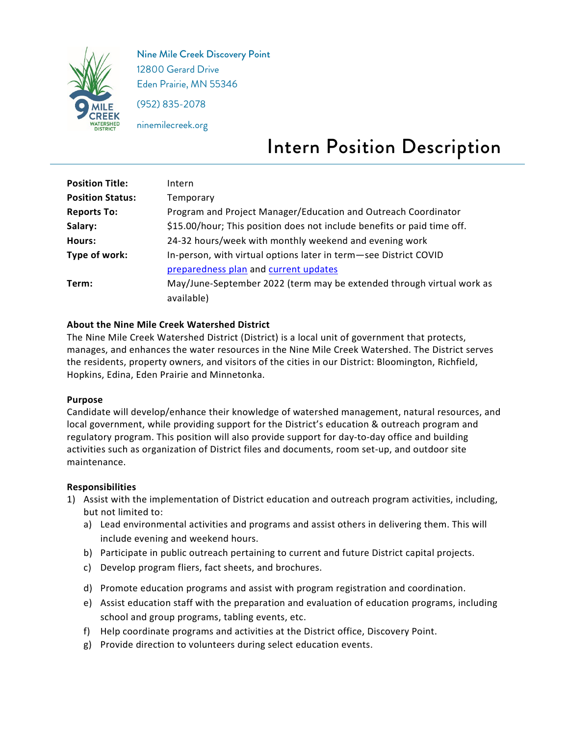Nine Mile Creek Discovery Point
12800 Gerard Drive
Eden Prairie, MN 55346

(952) 835-2078

ninemilecreek.org

# Intern Position Description

| | |
|---|---|
| **Position Title:** | Intern |
| **Position Status:** | Temporary |
| **Reports To:** | Program and Project Manager/Education and Outreach Coordinator |
| **Salary:** | $15.00/hour; This position does not include benefits or paid time off. |
| **Hours:** | 24-32 hours/week with monthly weekend and evening work |
| **Type of work:** | In-person, with virtual options later in term—see District COVID preparedness plan and current updates |
| **Term:** | May/June-September 2022 (term may be extended through virtual work as available) |

**About the Nine Mile Creek Watershed District**

The Nine Mile Creek Watershed District (District) is a local unit of government that protects, manages, and enhances the water resources in the Nine Mile Creek Watershed. The District serves the residents, property owners, and visitors of the cities in our District: Bloomington, Richfield, Hopkins, Edina, Eden Prairie and Minnetonka.

**Purpose**

Candidate will develop/enhance their knowledge of watershed management, natural resources, and local government, while providing support for the District's education & outreach program and regulatory program. This position will also provide support for day-to-day office and building activities such as organization of District files and documents, room set-up, and outdoor site maintenance.

**Responsibilities**

1) Assist with the implementation of District education and outreach program activities, including, but not limited to:
   a) Lead environmental activities and programs and assist others in delivering them. This will include evening and weekend hours.
   b) Participate in public outreach pertaining to current and future District capital projects.
   c) Develop program fliers, fact sheets, and brochures.
   d) Promote education programs and assist with program registration and coordination.
   e) Assist education staff with the preparation and evaluation of education programs, including school and group programs, tabling events, etc.
   f) Help coordinate programs and activities at the District office, Discovery Point.
   g) Provide direction to volunteers during select education events.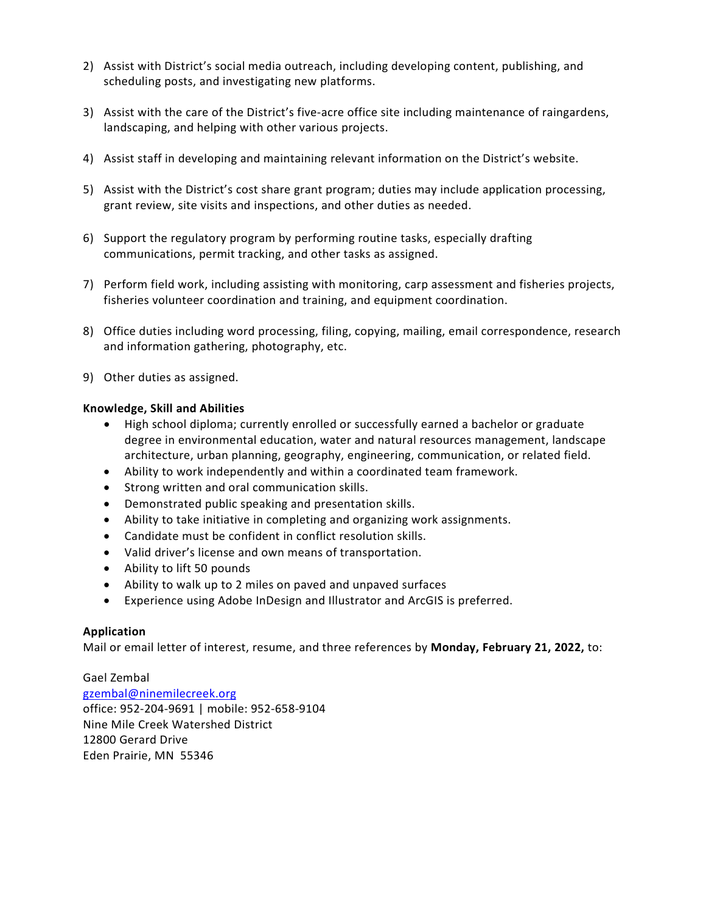2) Assist with District's social media outreach, including developing content, publishing, and scheduling posts, and investigating new platforms.

3) Assist with the care of the District's five-acre office site including maintenance of raingardens, landscaping, and helping with other various projects.

4) Assist staff in developing and maintaining relevant information on the District's website.

5) Assist with the District's cost share grant program; duties may include application processing, grant review, site visits and inspections, and other duties as needed.

6) Support the regulatory program by performing routine tasks, especially drafting communications, permit tracking, and other tasks as assigned.

7) Perform field work, including assisting with monitoring, carp assessment and fisheries projects, fisheries volunteer coordination and training, and equipment coordination.

8) Office duties including word processing, filing, copying, mailing, email correspondence, research and information gathering, photography, etc.

9) Other duties as assigned.

**Knowledge, Skill and Abilities**

- High school diploma; currently enrolled or successfully earned a bachelor or graduate degree in environmental education, water and natural resources management, landscape architecture, urban planning, geography, engineering, communication, or related field.
- Ability to work independently and within a coordinated team framework.
- Strong written and oral communication skills.
- Demonstrated public speaking and presentation skills.
- Ability to take initiative in completing and organizing work assignments.
- Candidate must be confident in conflict resolution skills.
- Valid driver's license and own means of transportation.
- Ability to lift 50 pounds
- Ability to walk up to 2 miles on paved and unpaved surfaces
- Experience using Adobe InDesign and Illustrator and ArcGIS is preferred.

**Application**

Mail or email letter of interest, resume, and three references by **Monday, February 21, 2022,** to:

Gael Zembal
gzembal@ninemilecreek.org
office: 952-204-9691 | mobile: 952-658-9104
Nine Mile Creek Watershed District
12800 Gerard Drive
Eden Prairie, MN 55346